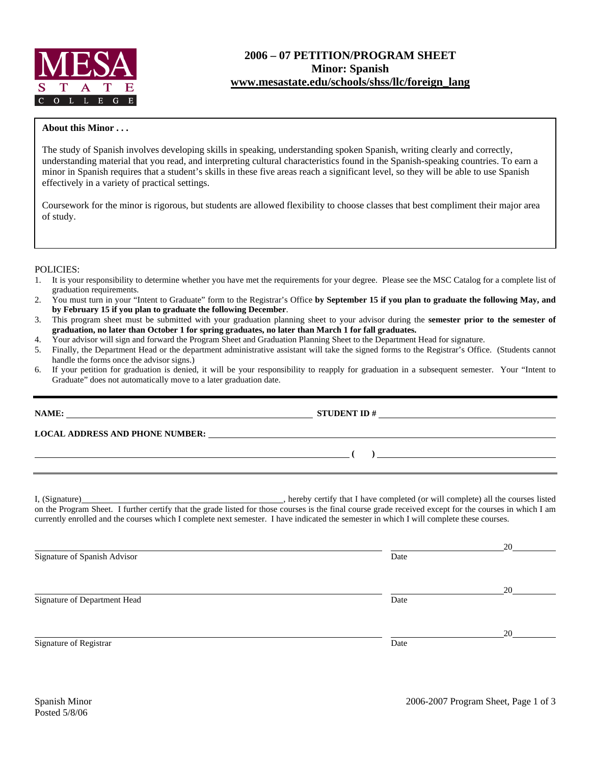MESA STATE COLLEGE

# 2006 – 07 PETITION/PROGRAM SHEET
## Minor: Spanish
**www.mesastate.edu/schools/shss/llc/foreign_lang**

**About this Minor . . .**

The study of Spanish involves developing skills in speaking, understanding spoken Spanish, writing clearly and correctly, understanding material that you read, and interpreting cultural characteristics found in the Spanish-speaking countries. To earn a minor in Spanish requires that a student's skills in these five areas reach a significant level, so they will be able to use Spanish effectively in a variety of practical settings.

Coursework for the minor is rigorous, but students are allowed flexibility to choose classes that best compliment their major area of study.

POLICIES:

1. It is your responsibility to determine whether you have met the requirements for your degree. Please see the MSC Catalog for a complete list of graduation requirements.
2. You must turn in your "Intent to Graduate" form to the Registrar's Office **by September 15 if you plan to graduate the following May, and by February 15 if you plan to graduate the following December**.
3. This program sheet must be submitted with your graduation planning sheet to your advisor during the **semester prior to the semester of graduation, no later than October 1 for spring graduates, no later than March 1 for fall graduates.**
4. Your advisor will sign and forward the Program Sheet and Graduation Planning Sheet to the Department Head for signature.
5. Finally, the Department Head or the department administrative assistant will take the signed forms to the Registrar's Office. (Students cannot handle the forms once the advisor signs.)
6. If your petition for graduation is denied, it will be your responsibility to reapply for graduation in a subsequent semester. Your "Intent to Graduate" does not automatically move to a later graduation date.

**NAME:** ______________________________ **STUDENT ID #** ______________________________

**LOCAL ADDRESS AND PHONE NUMBER:** ______________________________

______________________________ **( )** ______________________________

I, (Signature)______________________________, hereby certify that I have completed (or will complete) all the courses listed on the Program Sheet. I further certify that the grade listed for those courses is the final course grade received except for the courses in which I am currently enrolled and the courses which I complete next semester. I have indicated the semester in which I will complete these courses.

______________________________ ______________ 20______
Signature of Spanish Advisor Date

______________________________ ______________ 20______
Signature of Department Head Date

______________________________ ______________ 20______
Signature of Registrar Date

Spanish Minor
Posted 5/8/06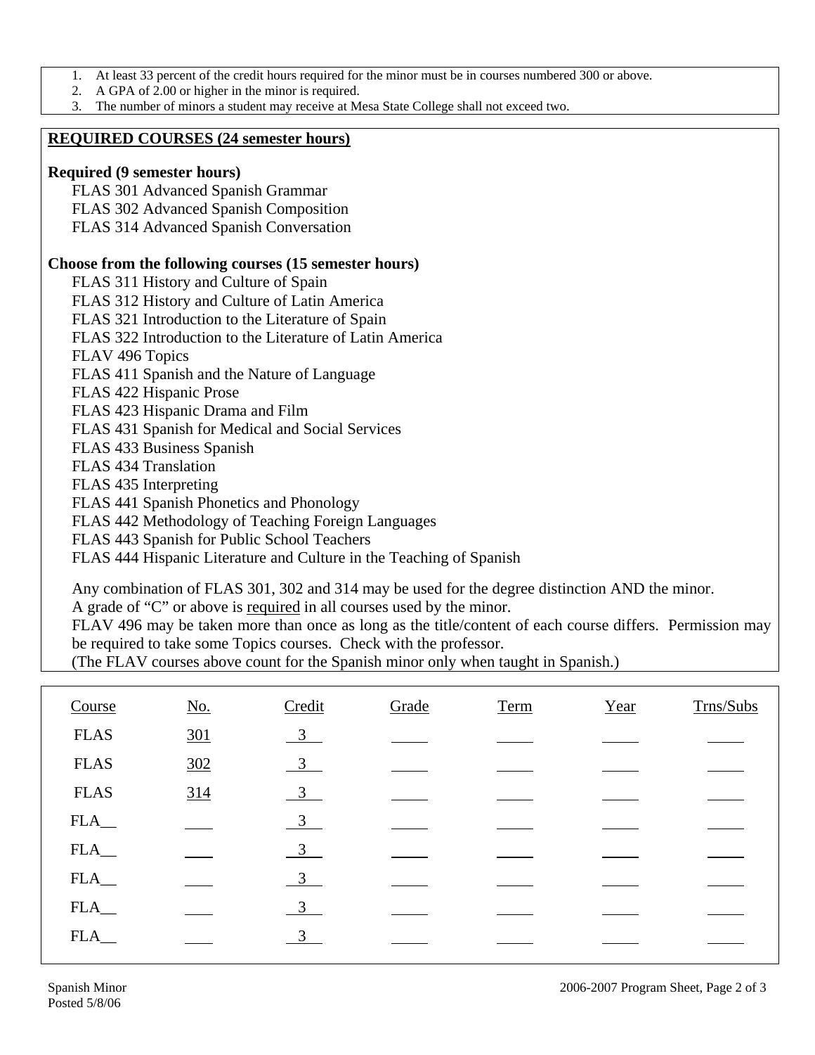1. At least 33 percent of the credit hours required for the minor must be in courses numbered 300 or above.
2. A GPA of 2.00 or higher in the minor is required.
3. The number of minors a student may receive at Mesa State College shall not exceed two.

## REQUIRED COURSES (24 semester hours)

**Required (9 semester hours)**

FLAS 301 Advanced Spanish Grammar
FLAS 302 Advanced Spanish Composition
FLAS 314 Advanced Spanish Conversation

**Choose from the following courses (15 semester hours)**

FLAS 311 History and Culture of Spain
FLAS 312 History and Culture of Latin America
FLAS 321 Introduction to the Literature of Spain
FLAS 322 Introduction to the Literature of Latin America
FLAV 496 Topics
FLAS 411 Spanish and the Nature of Language
FLAS 422 Hispanic Prose
FLAS 423 Hispanic Drama and Film
FLAS 431 Spanish for Medical and Social Services
FLAS 433 Business Spanish
FLAS 434 Translation
FLAS 435 Interpreting
FLAS 441 Spanish Phonetics and Phonology
FLAS 442 Methodology of Teaching Foreign Languages
FLAS 443 Spanish for Public School Teachers
FLAS 444 Hispanic Literature and Culture in the Teaching of Spanish

Any combination of FLAS 301, 302 and 314 may be used for the degree distinction AND the minor.
A grade of "C" or above is required in all courses used by the minor.
FLAV 496 may be taken more than once as long as the title/content of each course differs. Permission may be required to take some Topics courses. Check with the professor.
(The FLAV courses above count for the Spanish minor only when taught in Spanish.)

| Course | No. | Credit | Grade | Term | Year | Trns/Subs |
|---|---|---|---|---|---|---|
| FLAS | 301 | 3 | | | | |
| FLAS | 302 | 3 | | | | |
| FLAS | 314 | 3 | | | | |
| FLA__ | | 3 | | | | |
| FLA__ | | 3 | | | | |
| FLA__ | | 3 | | | | |
| FLA__ | | 3 | | | | |
| FLA__ | | 3 | | | | |

Spanish Minor
Posted 5/8/06